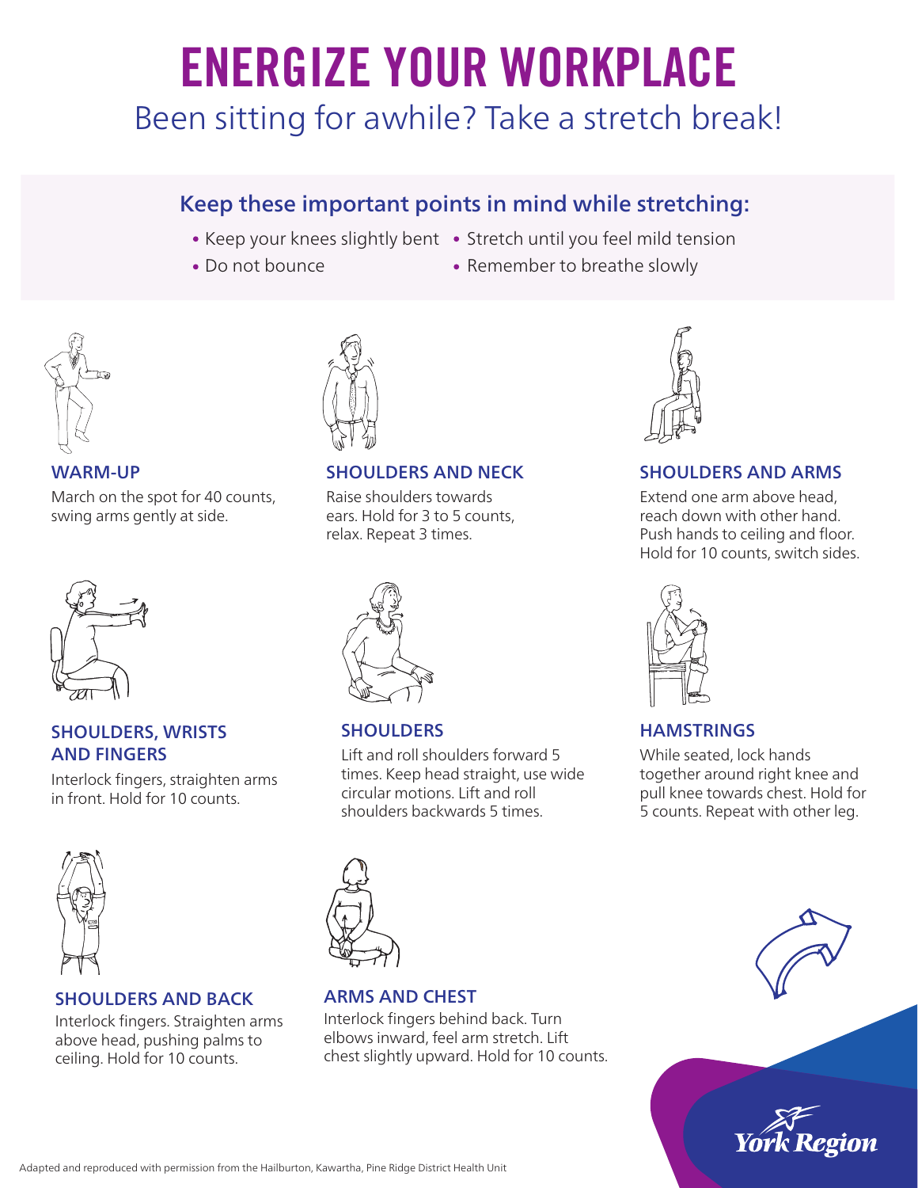# ENERGIZE YOUR WORKPLACE

## Been sitting for awhile? Take a stretch break!

### Keep these important points in mind while stretching:

- Keep your knees slightly bent
- Stretch until you feel mild tension
- Do not bounce
- Remember to breathe slowly

### WARM-UP

March on the spot for 40 counts, swing arms gently at side.

### SHOULDERS AND NECK

Raise shoulders towards ears. Hold for 3 to 5 counts, relax. Repeat 3 times.

### SHOULDERS AND ARMS

Extend one arm above head, reach down with other hand. Push hands to ceiling and floor. Hold for 10 counts, switch sides.

### SHOULDERS, WRISTS AND FINGERS

Interlock fingers, straighten arms in front. Hold for 10 counts.

### SHOULDERS

Lift and roll shoulders forward 5 times. Keep head straight, use wide circular motions. Lift and roll shoulders backwards 5 times.

### HAMSTRINGS

While seated, lock hands together around right knee and pull knee towards chest. Hold for 5 counts. Repeat with other leg.

### SHOULDERS AND BACK

Interlock fingers. Straighten arms above head, pushing palms to ceiling. Hold for 10 counts.

### ARMS AND CHEST

Interlock fingers behind back. Turn elbows inward, feel arm stretch. Lift chest slightly upward. Hold for 10 counts.

York Region

Adapted and reproduced with permission from the Hailburton, Kawartha, Pine Ridge District Health Unit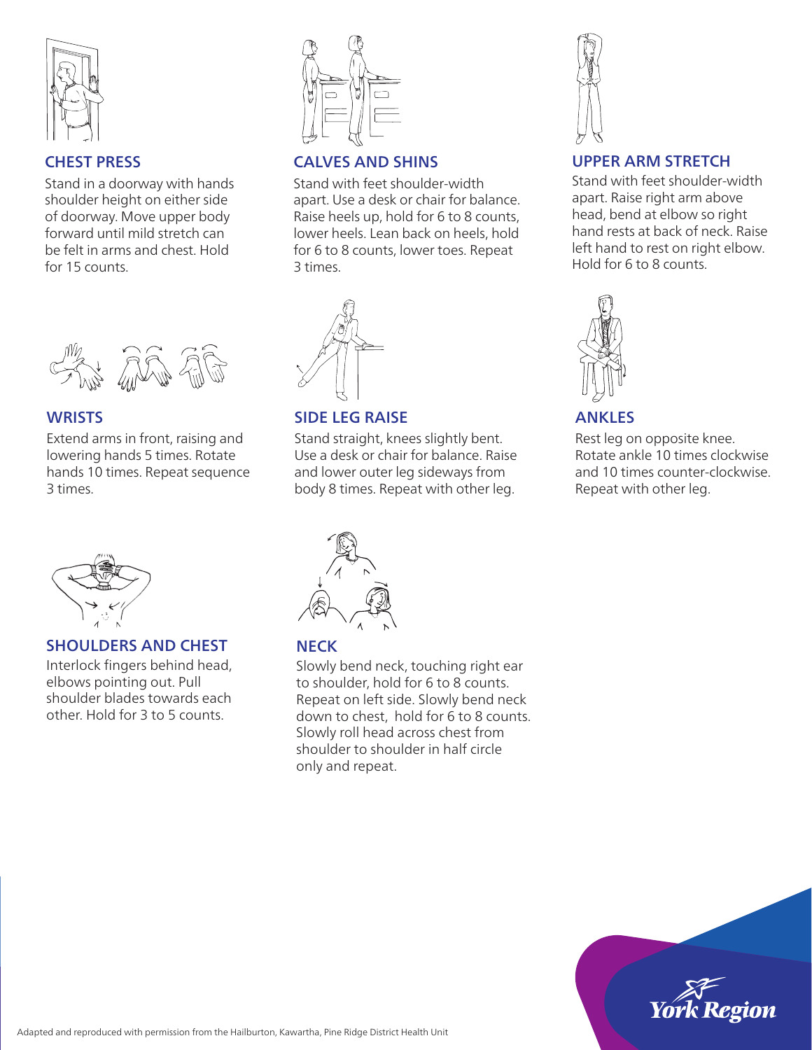## CHEST PRESS

Stand in a doorway with hands shoulder height on either side of doorway. Move upper body forward until mild stretch can be felt in arms and chest. Hold for 15 counts.

## CALVES AND SHINS

Stand with feet shoulder-width apart. Use a desk or chair for balance. Raise heels up, hold for 6 to 8 counts, lower heels. Lean back on heels, hold for 6 to 8 counts, lower toes. Repeat 3 times.

## UPPER ARM STRETCH

Stand with feet shoulder-width apart. Raise right arm above head, bend at elbow so right hand rests at back of neck. Raise left hand to rest on right elbow. Hold for 6 to 8 counts.

## WRISTS

Extend arms in front, raising and lowering hands 5 times. Rotate hands 10 times. Repeat sequence 3 times.

## SIDE LEG RAISE

Stand straight, knees slightly bent. Use a desk or chair for balance. Raise and lower outer leg sideways from body 8 times. Repeat with other leg.

## ANKLES

Rest leg on opposite knee. Rotate ankle 10 times clockwise and 10 times counter-clockwise. Repeat with other leg.

## SHOULDERS AND CHEST

Interlock fingers behind head, elbows pointing out. Pull shoulder blades towards each other. Hold for 3 to 5 counts.

## NECK

Slowly bend neck, touching right ear to shoulder, hold for 6 to 8 counts. Repeat on left side. Slowly bend neck down to chest, hold for 6 to 8 counts. Slowly roll head across chest from shoulder to shoulder in half circle only and repeat.

Adapted and reproduced with permission from the Hailburton, Kawartha, Pine Ridge District Health Unit

York Region